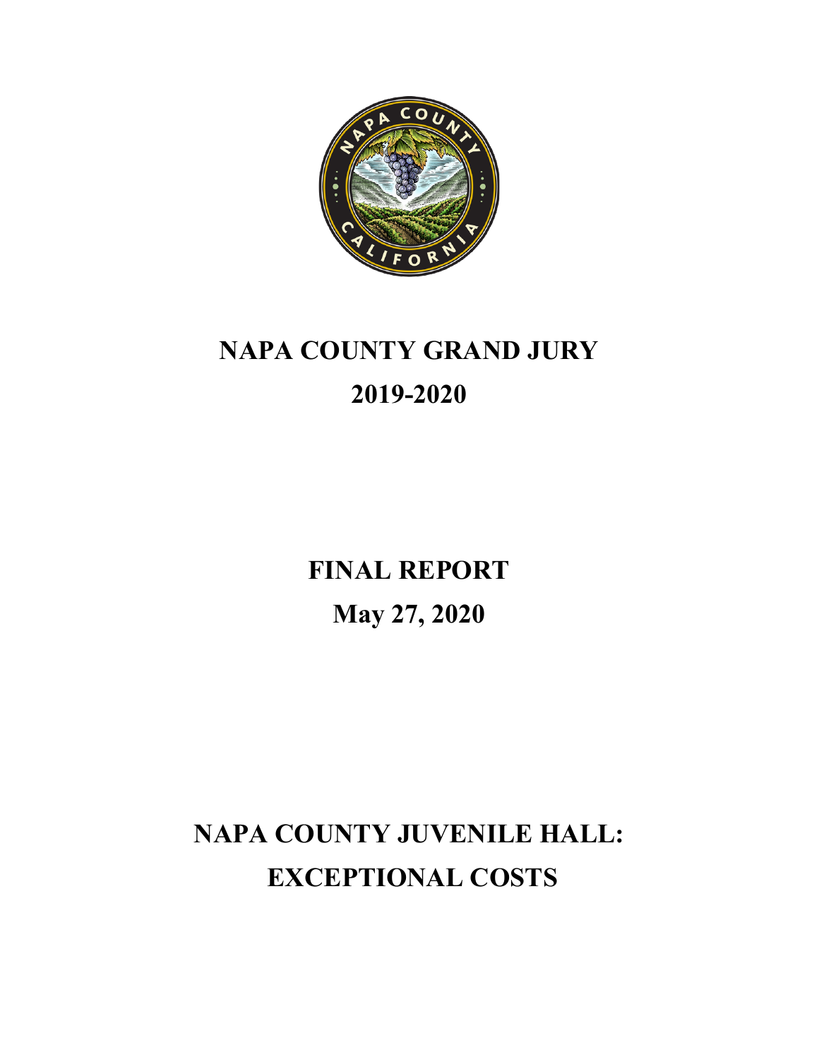# NAPA COUNTY GRAND JURY

# 2019-2020

## FINAL REPORT

## May 27, 2020

# NAPA COUNTY JUVENILE HALL: EXCEPTIONAL COSTS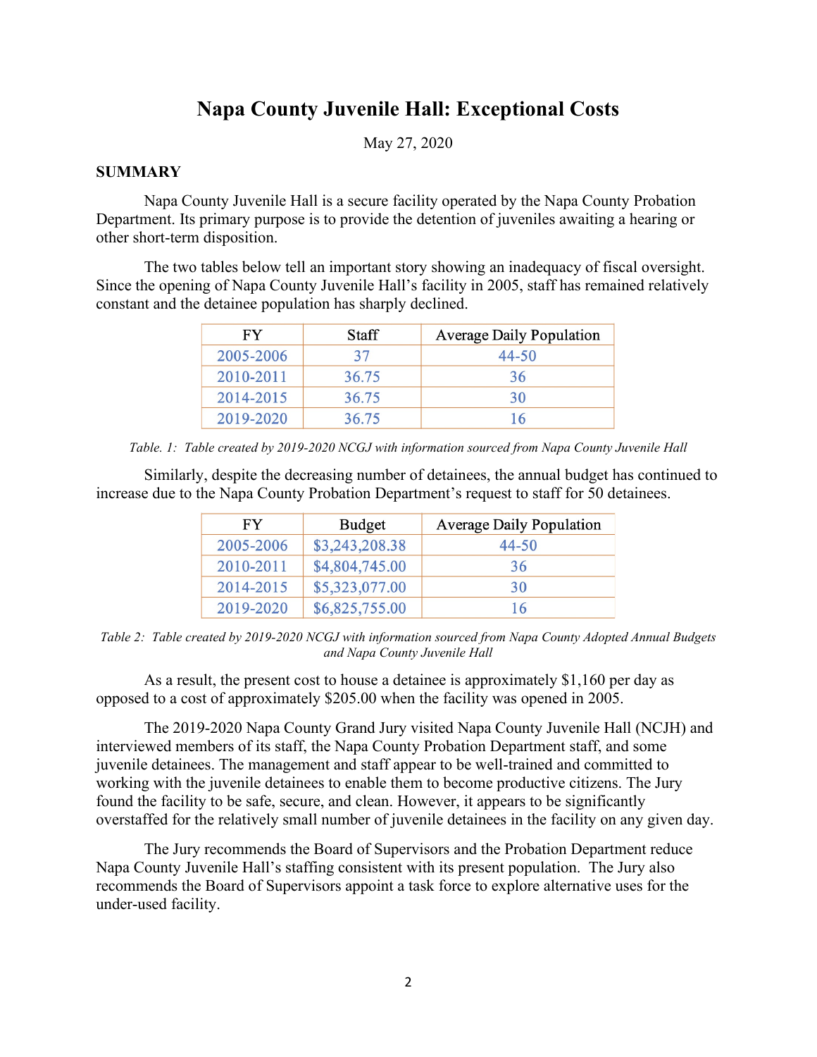# Napa County Juvenile Hall: Exceptional Costs

May 27, 2020

## SUMMARY

Napa County Juvenile Hall is a secure facility operated by the Napa County Probation Department. Its primary purpose is to provide the detention of juveniles awaiting a hearing or other short-term disposition.

The two tables below tell an important story showing an inadequacy of fiscal oversight. Since the opening of Napa County Juvenile Hall's facility in 2005, staff has remained relatively constant and the detainee population has sharply declined.

| FY | Staff | Average Daily Population |
|---|---|---|
| 2005-2006 | 37 | 44-50 |
| 2010-2011 | 36.75 | 36 |
| 2014-2015 | 36.75 | 30 |
| 2019-2020 | 36.75 | 16 |

*Table. 1: Table created by 2019-2020 NCGJ with information sourced from Napa County Juvenile Hall*

Similarly, despite the decreasing number of detainees, the annual budget has continued to increase due to the Napa County Probation Department's request to staff for 50 detainees.

| FY | Budget | Average Daily Population |
|---|---|---|
| 2005-2006 | $3,243,208.38 | 44-50 |
| 2010-2011 | $4,804,745.00 | 36 |
| 2014-2015 | $5,323,077.00 | 30 |
| 2019-2020 | $6,825,755.00 | 16 |

*Table 2: Table created by 2019-2020 NCGJ with information sourced from Napa County Adopted Annual Budgets and Napa County Juvenile Hall*

As a result, the present cost to house a detainee is approximately $1,160 per day as opposed to a cost of approximately $205.00 when the facility was opened in 2005.

The 2019-2020 Napa County Grand Jury visited Napa County Juvenile Hall (NCJH) and interviewed members of its staff, the Napa County Probation Department staff, and some juvenile detainees. The management and staff appear to be well-trained and committed to working with the juvenile detainees to enable them to become productive citizens. The Jury found the facility to be safe, secure, and clean. However, it appears to be significantly overstaffed for the relatively small number of juvenile detainees in the facility on any given day.

The Jury recommends the Board of Supervisors and the Probation Department reduce Napa County Juvenile Hall's staffing consistent with its present population. The Jury also recommends the Board of Supervisors appoint a task force to explore alternative uses for the under-used facility.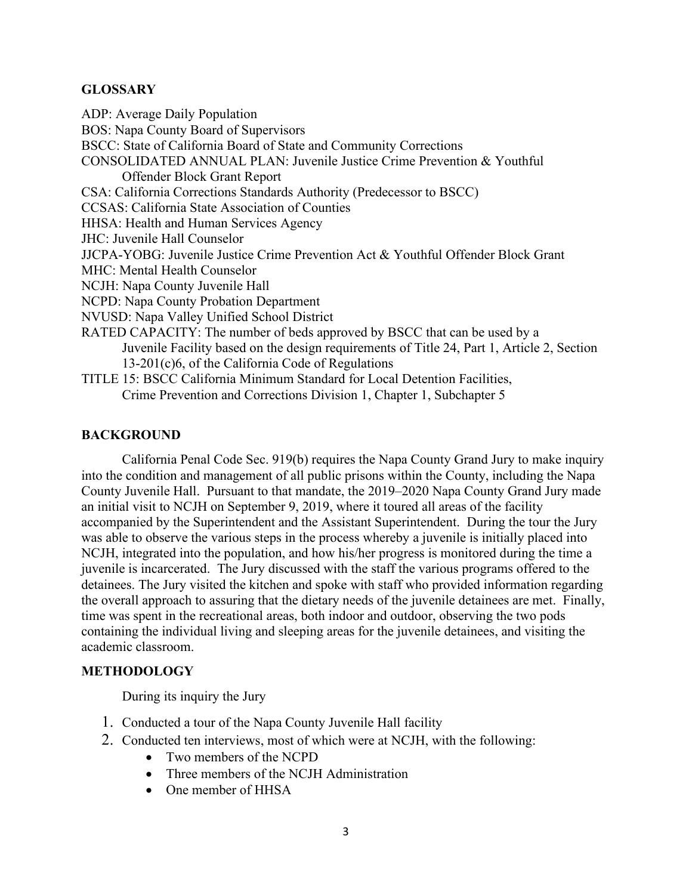## GLOSSARY

ADP: Average Daily Population
BOS: Napa County Board of Supervisors
BSCC: State of California Board of State and Community Corrections
CONSOLIDATED ANNUAL PLAN: Juvenile Justice Crime Prevention & Youthful Offender Block Grant Report
CSA: California Corrections Standards Authority (Predecessor to BSCC)
CCSAS: California State Association of Counties
HHSA: Health and Human Services Agency
JHC: Juvenile Hall Counselor
JJCPA-YOBG: Juvenile Justice Crime Prevention Act & Youthful Offender Block Grant
MHC: Mental Health Counselor
NCJH: Napa County Juvenile Hall
NCPD: Napa County Probation Department
NVUSD: Napa Valley Unified School District
RATED CAPACITY: The number of beds approved by BSCC that can be used by a Juvenile Facility based on the design requirements of Title 24, Part 1, Article 2, Section 13-201(c)6, of the California Code of Regulations
TITLE 15: BSCC California Minimum Standard for Local Detention Facilities, Crime Prevention and Corrections Division 1, Chapter 1, Subchapter 5

## BACKGROUND

California Penal Code Sec. 919(b) requires the Napa County Grand Jury to make inquiry into the condition and management of all public prisons within the County, including the Napa County Juvenile Hall. Pursuant to that mandate, the 2019–2020 Napa County Grand Jury made an initial visit to NCJH on September 9, 2019, where it toured all areas of the facility accompanied by the Superintendent and the Assistant Superintendent. During the tour the Jury was able to observe the various steps in the process whereby a juvenile is initially placed into NCJH, integrated into the population, and how his/her progress is monitored during the time a juvenile is incarcerated. The Jury discussed with the staff the various programs offered to the detainees. The Jury visited the kitchen and spoke with staff who provided information regarding the overall approach to assuring that the dietary needs of the juvenile detainees are met. Finally, time was spent in the recreational areas, both indoor and outdoor, observing the two pods containing the individual living and sleeping areas for the juvenile detainees, and visiting the academic classroom.

## METHODOLOGY

During its inquiry the Jury

1. Conducted a tour of the Napa County Juvenile Hall facility
2. Conducted ten interviews, most of which were at NCJH, with the following:
    - Two members of the NCPD
    - Three members of the NCJH Administration
    - One member of HHSA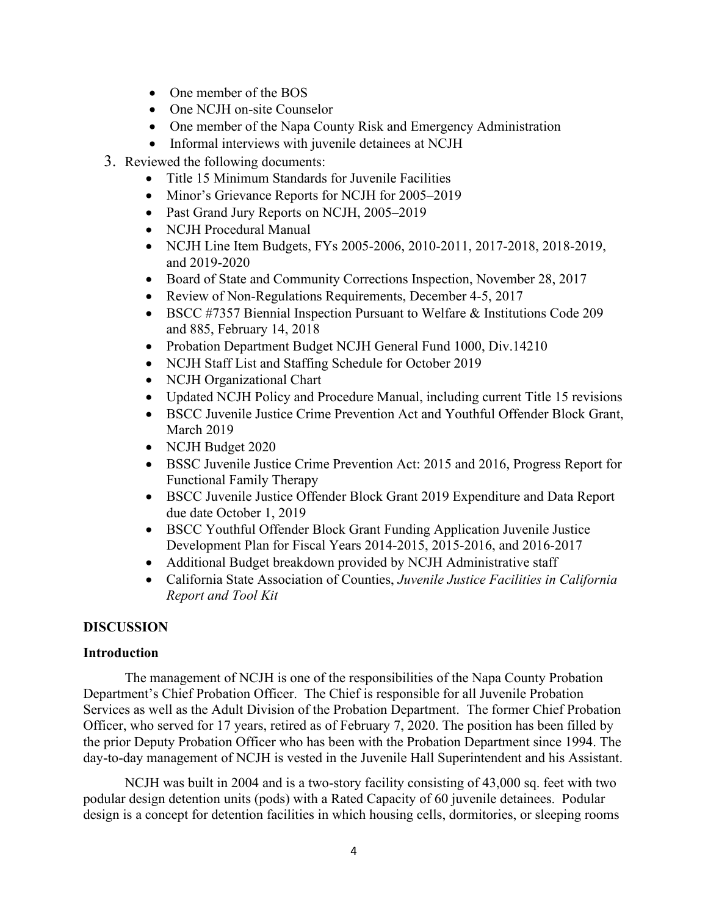- One member of the BOS
- One NCJH on-site Counselor
- One member of the Napa County Risk and Emergency Administration
- Informal interviews with juvenile detainees at NCJH

3. Reviewed the following documents:
   - Title 15 Minimum Standards for Juvenile Facilities
   - Minor's Grievance Reports for NCJH for 2005–2019
   - Past Grand Jury Reports on NCJH, 2005–2019
   - NCJH Procedural Manual
   - NCJH Line Item Budgets, FYs 2005-2006, 2010-2011, 2017-2018, 2018-2019, and 2019-2020
   - Board of State and Community Corrections Inspection, November 28, 2017
   - Review of Non-Regulations Requirements, December 4-5, 2017
   - BSCC #7357 Biennial Inspection Pursuant to Welfare & Institutions Code 209 and 885, February 14, 2018
   - Probation Department Budget NCJH General Fund 1000, Div.14210
   - NCJH Staff List and Staffing Schedule for October 2019
   - NCJH Organizational Chart
   - Updated NCJH Policy and Procedure Manual, including current Title 15 revisions
   - BSCC Juvenile Justice Crime Prevention Act and Youthful Offender Block Grant, March 2019
   - NCJH Budget 2020
   - BSSC Juvenile Justice Crime Prevention Act: 2015 and 2016, Progress Report for Functional Family Therapy
   - BSCC Juvenile Justice Offender Block Grant 2019 Expenditure and Data Report due date October 1, 2019
   - BSCC Youthful Offender Block Grant Funding Application Juvenile Justice Development Plan for Fiscal Years 2014-2015, 2015-2016, and 2016-2017
   - Additional Budget breakdown provided by NCJH Administrative staff
   - California State Association of Counties, *Juvenile Justice Facilities in California Report and Tool Kit*

## DISCUSSION

### Introduction

The management of NCJH is one of the responsibilities of the Napa County Probation Department's Chief Probation Officer. The Chief is responsible for all Juvenile Probation Services as well as the Adult Division of the Probation Department. The former Chief Probation Officer, who served for 17 years, retired as of February 7, 2020. The position has been filled by the prior Deputy Probation Officer who has been with the Probation Department since 1994. The day-to-day management of NCJH is vested in the Juvenile Hall Superintendent and his Assistant.

NCJH was built in 2004 and is a two-story facility consisting of 43,000 sq. feet with two podular design detention units (pods) with a Rated Capacity of 60 juvenile detainees. Podular design is a concept for detention facilities in which housing cells, dormitories, or sleeping rooms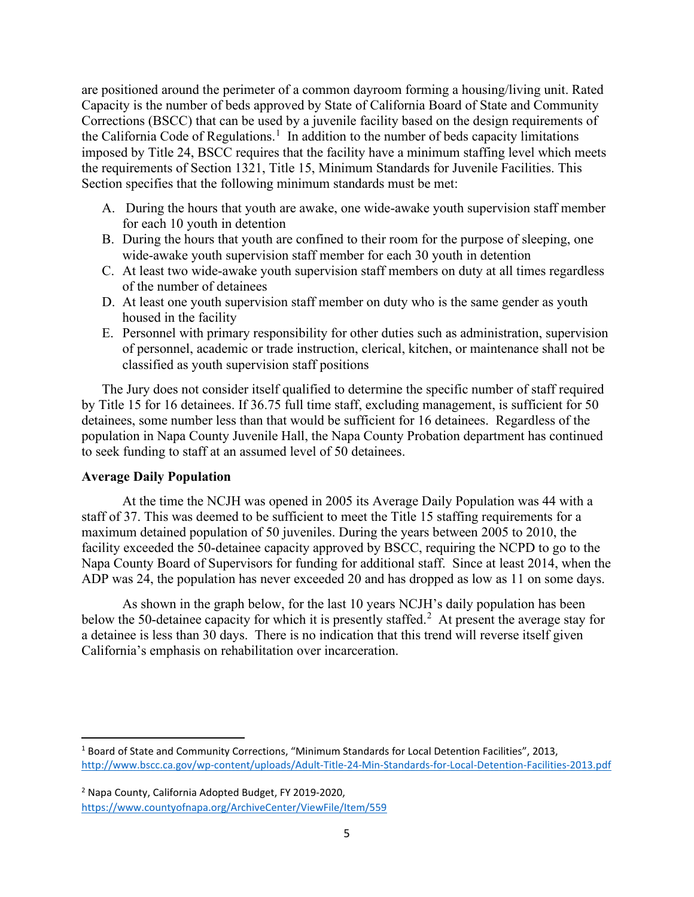are positioned around the perimeter of a common dayroom forming a housing/living unit. Rated Capacity is the number of beds approved by State of California Board of State and Community Corrections (BSCC) that can be used by a juvenile facility based on the design requirements of the California Code of Regulations.[1] In addition to the number of beds capacity limitations imposed by Title 24, BSCC requires that the facility have a minimum staffing level which meets the requirements of Section 1321, Title 15, Minimum Standards for Juvenile Facilities. This Section specifies that the following minimum standards must be met:

A. During the hours that youth are awake, one wide-awake youth supervision staff member for each 10 youth in detention
B. During the hours that youth are confined to their room for the purpose of sleeping, one wide-awake youth supervision staff member for each 30 youth in detention
C. At least two wide-awake youth supervision staff members on duty at all times regardless of the number of detainees
D. At least one youth supervision staff member on duty who is the same gender as youth housed in the facility
E. Personnel with primary responsibility for other duties such as administration, supervision of personnel, academic or trade instruction, clerical, kitchen, or maintenance shall not be classified as youth supervision staff positions

The Jury does not consider itself qualified to determine the specific number of staff required by Title 15 for 16 detainees. If 36.75 full time staff, excluding management, is sufficient for 50 detainees, some number less than that would be sufficient for 16 detainees. Regardless of the population in Napa County Juvenile Hall, the Napa County Probation department has continued to seek funding to staff at an assumed level of 50 detainees.

**Average Daily Population**

At the time the NCJH was opened in 2005 its Average Daily Population was 44 with a staff of 37. This was deemed to be sufficient to meet the Title 15 staffing requirements for a maximum detained population of 50 juveniles. During the years between 2005 to 2010, the facility exceeded the 50-detainee capacity approved by BSCC, requiring the NCPD to go to the Napa County Board of Supervisors for funding for additional staff. Since at least 2014, when the ADP was 24, the population has never exceeded 20 and has dropped as low as 11 on some days.

As shown in the graph below, for the last 10 years NCJH's daily population has been below the 50-detainee capacity for which it is presently staffed.[2] At present the average stay for a detainee is less than 30 days. There is no indication that this trend will reverse itself given California's emphasis on rehabilitation over incarceration.

---

[1] Board of State and Community Corrections, "Minimum Standards for Local Detention Facilities", 2013, http://www.bscc.ca.gov/wp-content/uploads/Adult-Title-24-Min-Standards-for-Local-Detention-Facilities-2013.pdf

[2] Napa County, California Adopted Budget, FY 2019-2020, https://www.countyofnapa.org/ArchiveCenter/ViewFile/Item/559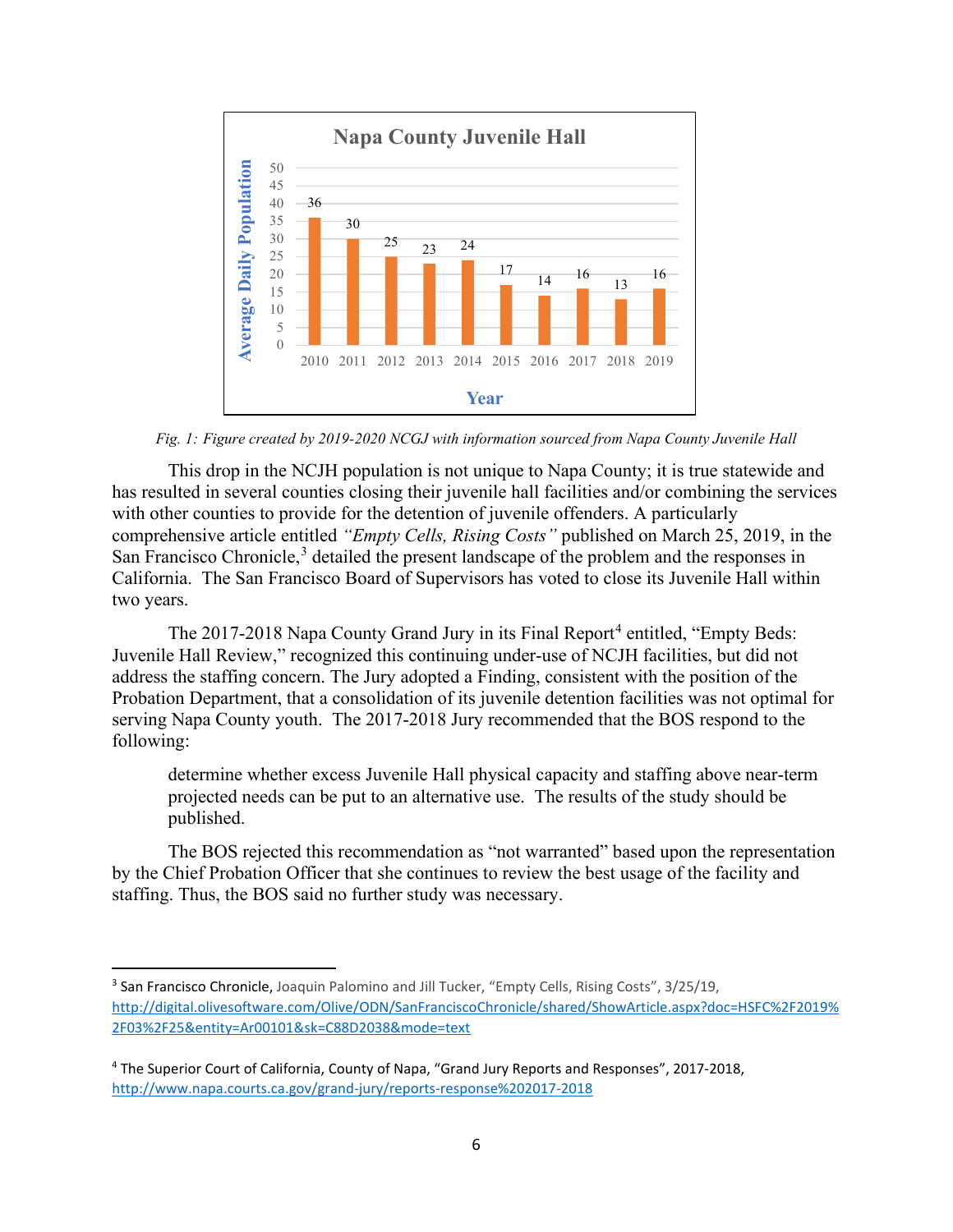Fig. 1: Figure created by 2019-2020 NCGJ with information sourced from Napa County Juvenile Hall

This drop in the NCJH population is not unique to Napa County; it is true statewide and has resulted in several counties closing their juvenile hall facilities and/or combining the services with other counties to provide for the detention of juvenile offenders. A particularly comprehensive article entitled *"Empty Cells, Rising Costs"* published on March 25, 2019, in the San Francisco Chronicle,[3] detailed the present landscape of the problem and the responses in California. The San Francisco Board of Supervisors has voted to close its Juvenile Hall within two years.

The 2017-2018 Napa County Grand Jury in its Final Report[4] entitled, "Empty Beds: Juvenile Hall Review," recognized this continuing under-use of NCJH facilities, but did not address the staffing concern. The Jury adopted a Finding, consistent with the position of the Probation Department, that a consolidation of its juvenile detention facilities was not optimal for serving Napa County youth. The 2017-2018 Jury recommended that the BOS respond to the following:

> determine whether excess Juvenile Hall physical capacity and staffing above near-term projected needs can be put to an alternative use. The results of the study should be published.

The BOS rejected this recommendation as "not warranted" based upon the representation by the Chief Probation Officer that she continues to review the best usage of the facility and staffing. Thus, the BOS said no further study was necessary.

---

[3] San Francisco Chronicle, Joaquin Palomino and Jill Tucker, "Empty Cells, Rising Costs", 3/25/19, http://digital.olivesoftware.com/Olive/ODN/SanFranciscoChronicle/shared/ShowArticle.aspx?doc=HSFC%2F2019%2F03%2F25&entity=Ar00101&sk=C88D2038&mode=text

[4] The Superior Court of California, County of Napa, "Grand Jury Reports and Responses", 2017-2018, http://www.napa.courts.ca.gov/grand-jury/reports-response%202017-2018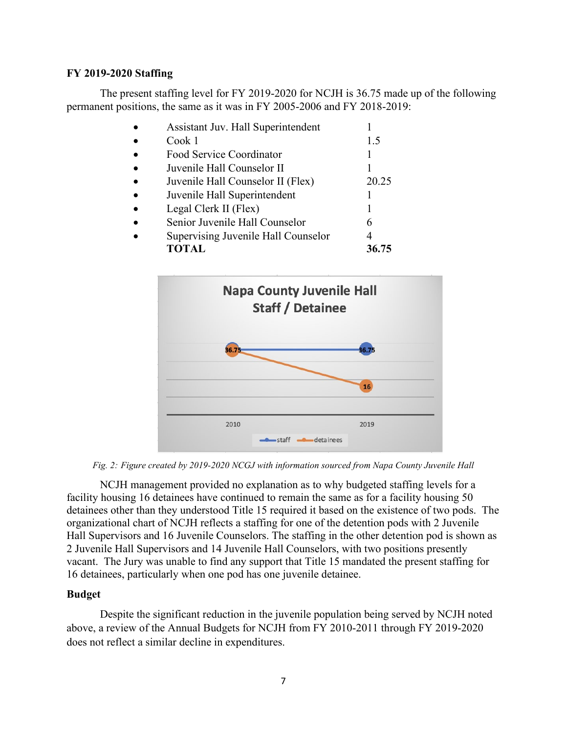**FY 2019-2020 Staffing**

The present staffing level for FY 2019-2020 for NCJH is 36.75 made up of the following permanent positions, the same as it was in FY 2005-2006 and FY 2018-2019:

| Position | Count |
|---|---|
| Assistant Juv. Hall Superintendent | 1 |
| Cook 1 | 1.5 |
| Food Service Coordinator | 1 |
| Juvenile Hall Counselor II | 1 |
| Juvenile Hall Counselor II (Flex) | 20.25 |
| Juvenile Hall Superintendent | 1 |
| Legal Clerk II (Flex) | 1 |
| Senior Juvenile Hall Counselor | 6 |
| Supervising Juvenile Hall Counselor | 4 |
| **TOTAL** | **36.75** |

*Fig. 2: Figure created by 2019-2020 NCGJ with information sourced from Napa County Juvenile Hall*

NCJH management provided no explanation as to why budgeted staffing levels for a facility housing 16 detainees have continued to remain the same as for a facility housing 50 detainees other than they understood Title 15 required it based on the existence of two pods. The organizational chart of NCJH reflects a staffing for one of the detention pods with 2 Juvenile Hall Supervisors and 16 Juvenile Counselors. The staffing in the other detention pod is shown as 2 Juvenile Hall Supervisors and 14 Juvenile Hall Counselors, with two positions presently vacant. The Jury was unable to find any support that Title 15 mandated the present staffing for 16 detainees, particularly when one pod has one juvenile detainee.

**Budget**

Despite the significant reduction in the juvenile population being served by NCJH noted above, a review of the Annual Budgets for NCJH from FY 2010-2011 through FY 2019-2020 does not reflect a similar decline in expenditures.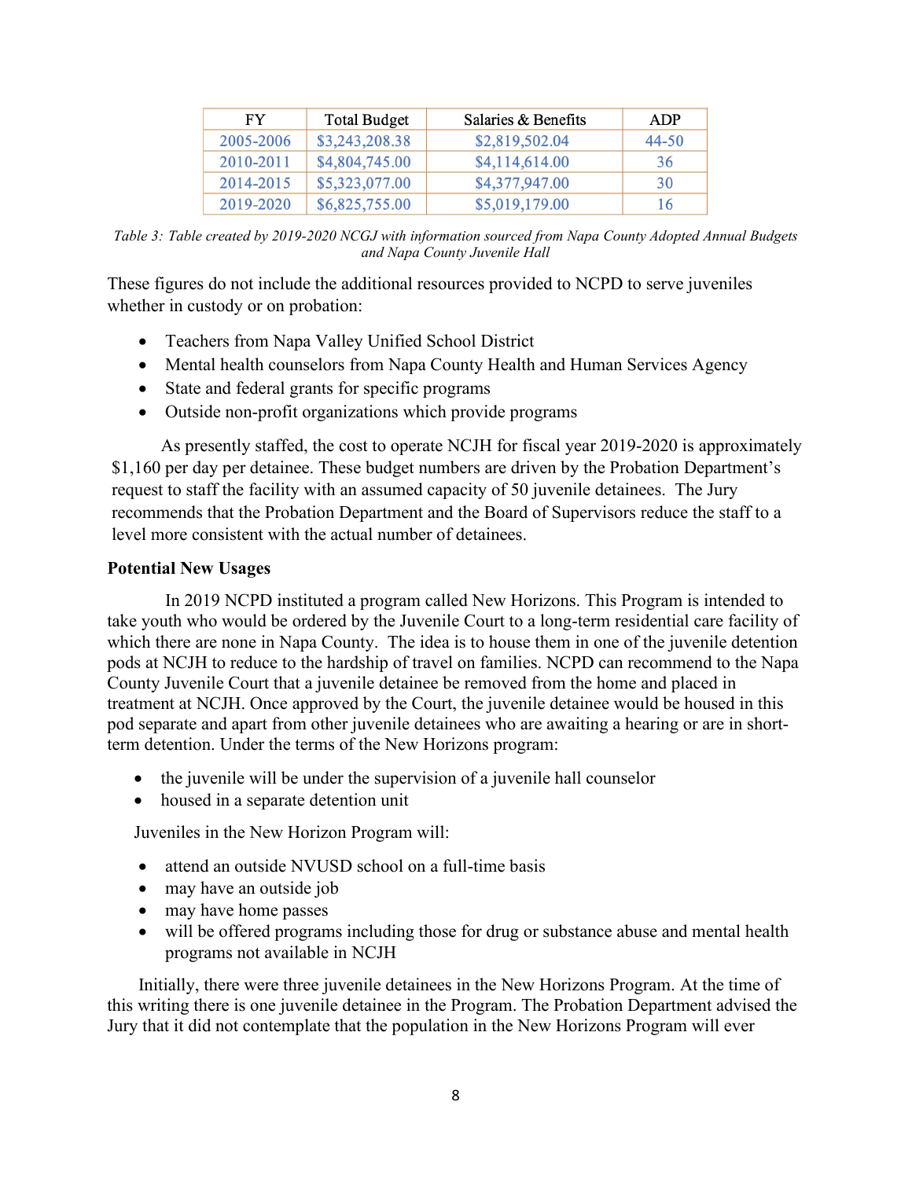| FY | Total Budget | Salaries & Benefits | ADP |
|---|---|---|---|
| 2005-2006 | $3,243,208.38 | $2,819,502.04 | 44-50 |
| 2010-2011 | $4,804,745.00 | $4,114,614.00 | 36 |
| 2014-2015 | $5,323,077.00 | $4,377,947.00 | 30 |
| 2019-2020 | $6,825,755.00 | $5,019,179.00 | 16 |

*Table 3: Table created by 2019-2020 NCGJ with information sourced from Napa County Adopted Annual Budgets and Napa County Juvenile Hall*

These figures do not include the additional resources provided to NCPD to serve juveniles whether in custody or on probation:

- Teachers from Napa Valley Unified School District
- Mental health counselors from Napa County Health and Human Services Agency
- State and federal grants for specific programs
- Outside non-profit organizations which provide programs

As presently staffed, the cost to operate NCJH for fiscal year 2019-2020 is approximately $1,160 per day per detainee. These budget numbers are driven by the Probation Department's request to staff the facility with an assumed capacity of 50 juvenile detainees. The Jury recommends that the Probation Department and the Board of Supervisors reduce the staff to a level more consistent with the actual number of detainees.

**Potential New Usages**

In 2019 NCPD instituted a program called New Horizons. This Program is intended to take youth who would be ordered by the Juvenile Court to a long-term residential care facility of which there are none in Napa County. The idea is to house them in one of the juvenile detention pods at NCJH to reduce to the hardship of travel on families. NCPD can recommend to the Napa County Juvenile Court that a juvenile detainee be removed from the home and placed in treatment at NCJH. Once approved by the Court, the juvenile detainee would be housed in this pod separate and apart from other juvenile detainees who are awaiting a hearing or are in short-term detention. Under the terms of the New Horizons program:

- the juvenile will be under the supervision of a juvenile hall counselor
- housed in a separate detention unit

Juveniles in the New Horizon Program will:

- attend an outside NVUSD school on a full-time basis
- may have an outside job
- may have home passes
- will be offered programs including those for drug or substance abuse and mental health programs not available in NCJH

Initially, there were three juvenile detainees in the New Horizons Program. At the time of this writing there is one juvenile detainee in the Program. The Probation Department advised the Jury that it did not contemplate that the population in the New Horizons Program will ever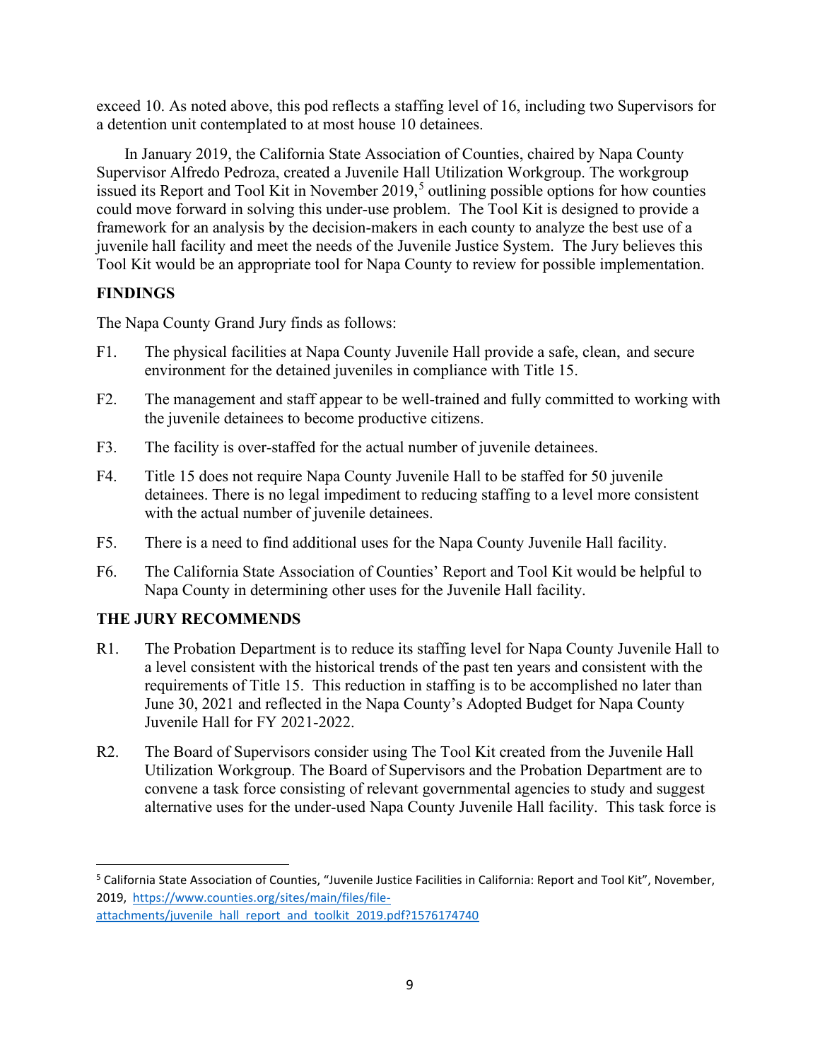exceed 10. As noted above, this pod reflects a staffing level of 16, including two Supervisors for a detention unit contemplated to at most house 10 detainees.

In January 2019, the California State Association of Counties, chaired by Napa County Supervisor Alfredo Pedroza, created a Juvenile Hall Utilization Workgroup. The workgroup issued its Report and Tool Kit in November 2019,[5] outlining possible options for how counties could move forward in solving this under-use problem. The Tool Kit is designed to provide a framework for an analysis by the decision-makers in each county to analyze the best use of a juvenile hall facility and meet the needs of the Juvenile Justice System. The Jury believes this Tool Kit would be an appropriate tool for Napa County to review for possible implementation.

## FINDINGS

The Napa County Grand Jury finds as follows:

- F1. The physical facilities at Napa County Juvenile Hall provide a safe, clean, and secure environment for the detained juveniles in compliance with Title 15.
- F2. The management and staff appear to be well-trained and fully committed to working with the juvenile detainees to become productive citizens.
- F3. The facility is over-staffed for the actual number of juvenile detainees.
- F4. Title 15 does not require Napa County Juvenile Hall to be staffed for 50 juvenile detainees. There is no legal impediment to reducing staffing to a level more consistent with the actual number of juvenile detainees.
- F5. There is a need to find additional uses for the Napa County Juvenile Hall facility.
- F6. The California State Association of Counties' Report and Tool Kit would be helpful to Napa County in determining other uses for the Juvenile Hall facility.

## THE JURY RECOMMENDS

- R1. The Probation Department is to reduce its staffing level for Napa County Juvenile Hall to a level consistent with the historical trends of the past ten years and consistent with the requirements of Title 15. This reduction in staffing is to be accomplished no later than June 30, 2021 and reflected in the Napa County's Adopted Budget for Napa County Juvenile Hall for FY 2021-2022.
- R2. The Board of Supervisors consider using The Tool Kit created from the Juvenile Hall Utilization Workgroup. The Board of Supervisors and the Probation Department are to convene a task force consisting of relevant governmental agencies to study and suggest alternative uses for the under-used Napa County Juvenile Hall facility. This task force is

---

[5] California State Association of Counties, "Juvenile Justice Facilities in California: Report and Tool Kit", November, 2019, https://www.counties.org/sites/main/files/file-attachments/juvenile_hall_report_and_toolkit_2019.pdf?1576174740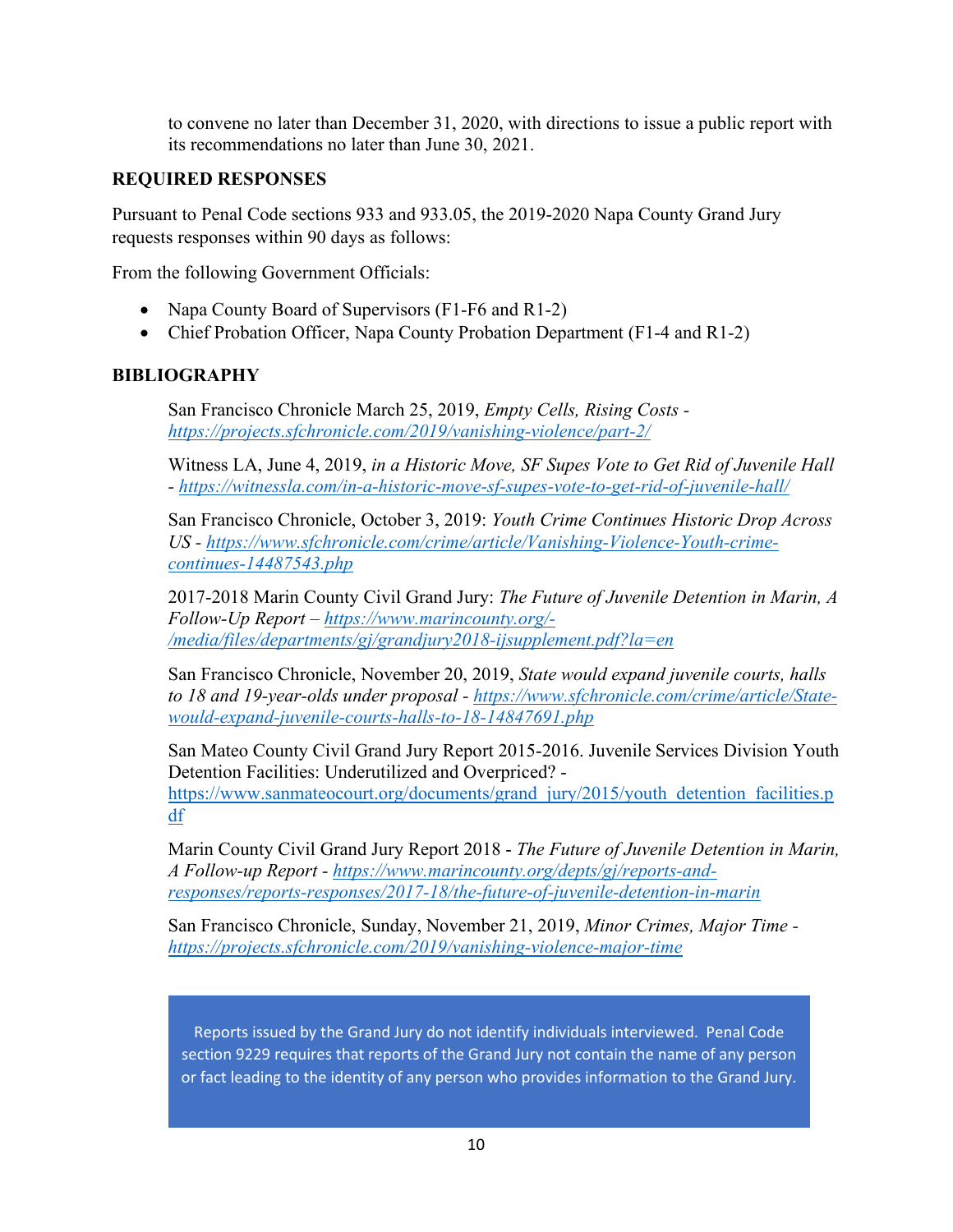to convene no later than December 31, 2020, with directions to issue a public report with its recommendations no later than June 30, 2021.

## REQUIRED RESPONSES

Pursuant to Penal Code sections 933 and 933.05, the 2019-2020 Napa County Grand Jury requests responses within 90 days as follows:

From the following Government Officials:

- Napa County Board of Supervisors (F1-F6 and R1-2)
- Chief Probation Officer, Napa County Probation Department (F1-4 and R1-2)

## BIBLIOGRAPHY

San Francisco Chronicle March 25, 2019, *Empty Cells, Rising Costs - https://projects.sfchronicle.com/2019/vanishing-violence/part-2/*

Witness LA, June 4, 2019, *in a Historic Move, SF Supes Vote to Get Rid of Juvenile Hall - https://witnessla.com/in-a-historic-move-sf-supes-vote-to-get-rid-of-juvenile-hall/*

San Francisco Chronicle, October 3, 2019: *Youth Crime Continues Historic Drop Across US - https://www.sfchronicle.com/crime/article/Vanishing-Violence-Youth-crime-continues-14487543.php*

2017-2018 Marin County Civil Grand Jury: *The Future of Juvenile Detention in Marin, A Follow-Up Report – https://www.marincounty.org/-/media/files/departments/gj/grandjury2018-ijsupplement.pdf?la=en*

San Francisco Chronicle, November 20, 2019, *State would expand juvenile courts, halls to 18 and 19-year-olds under proposal - https://www.sfchronicle.com/crime/article/State-would-expand-juvenile-courts-halls-to-18-14847691.php*

San Mateo County Civil Grand Jury Report 2015-2016. Juvenile Services Division Youth Detention Facilities: Underutilized and Overpriced? - https://www.sanmateocourt.org/documents/grand_jury/2015/youth_detention_facilities.pdf

Marin County Civil Grand Jury Report 2018 - *The Future of Juvenile Detention in Marin, A Follow-up Report - https://www.marincounty.org/depts/gj/reports-and-responses/reports-responses/2017-18/the-future-of-juvenile-detention-in-marin*

San Francisco Chronicle, Sunday, November 21, 2019, *Minor Crimes, Major Time - https://projects.sfchronicle.com/2019/vanishing-violence-major-time*

Reports issued by the Grand Jury do not identify individuals interviewed. Penal Code section 9229 requires that reports of the Grand Jury not contain the name of any person or fact leading to the identity of any person who provides information to the Grand Jury.